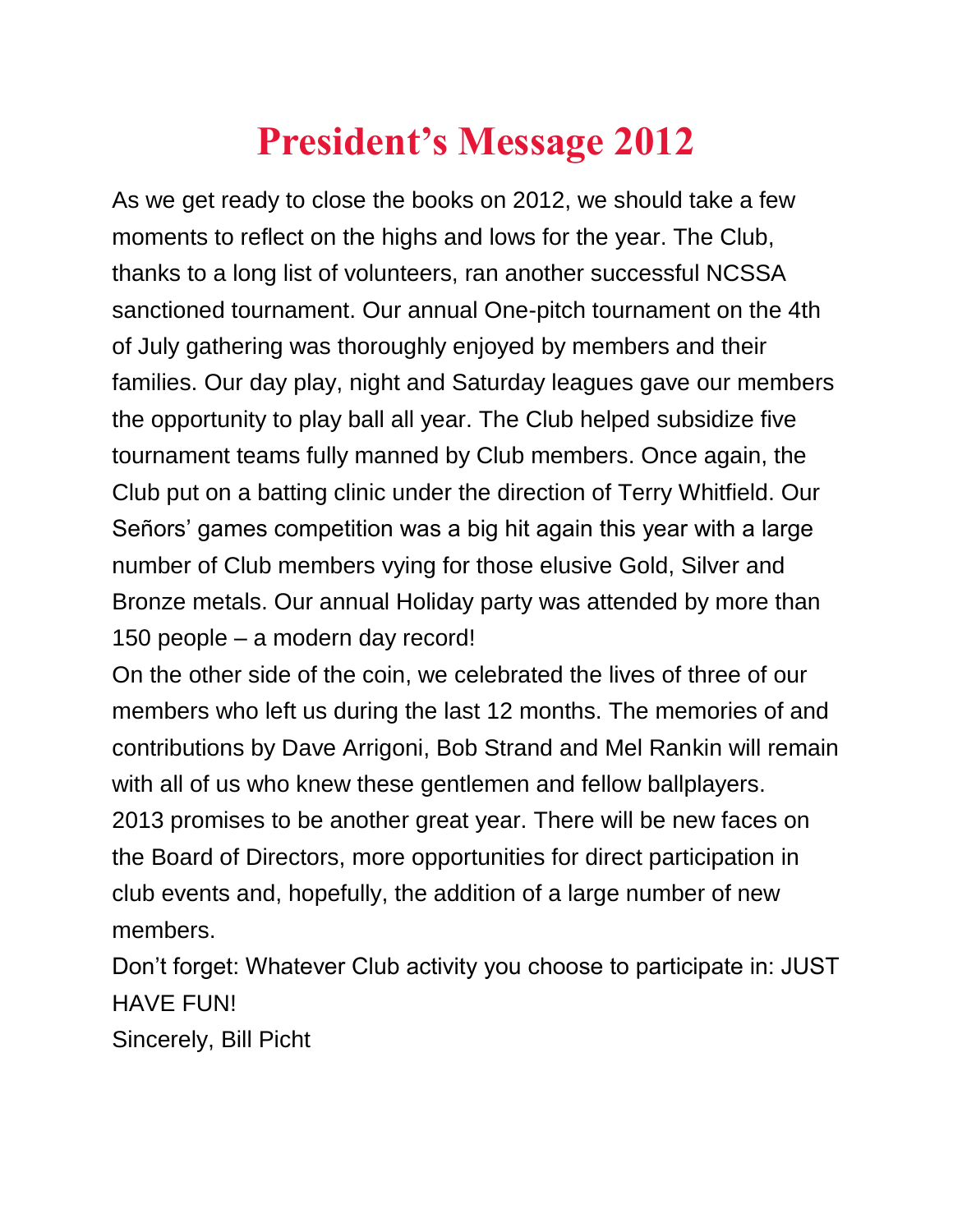# President's Message 2012

As we get ready to close the books on 2012, we should take a few moments to reflect on the highs and lows for the year. The Club, thanks to a long list of volunteers, ran another successful NCSSA sanctioned tournament. Our annual One-pitch tournament on the 4th of July gathering was thoroughly enjoyed by members and their families. Our day play, night and Saturday leagues gave our members the opportunity to play ball all year. The Club helped subsidize five tournament teams fully manned by Club members. Once again, the Club put on a batting clinic under the direction of Terry Whitfield. Our Señors' games competition was a big hit again this year with a large number of Club members vying for those elusive Gold, Silver and Bronze metals. Our annual Holiday party was attended by more than 150 people – a modern day record!

On the other side of the coin, we celebrated the lives of three of our members who left us during the last 12 months. The memories of and contributions by Dave Arrigoni, Bob Strand and Mel Rankin will remain with all of us who knew these gentlemen and fellow ballplayers.

2013 promises to be another great year. There will be new faces on the Board of Directors, more opportunities for direct participation in club events and, hopefully, the addition of a large number of new members.

Don't forget: Whatever Club activity you choose to participate in: JUST HAVE FUN!

Sincerely, Bill Picht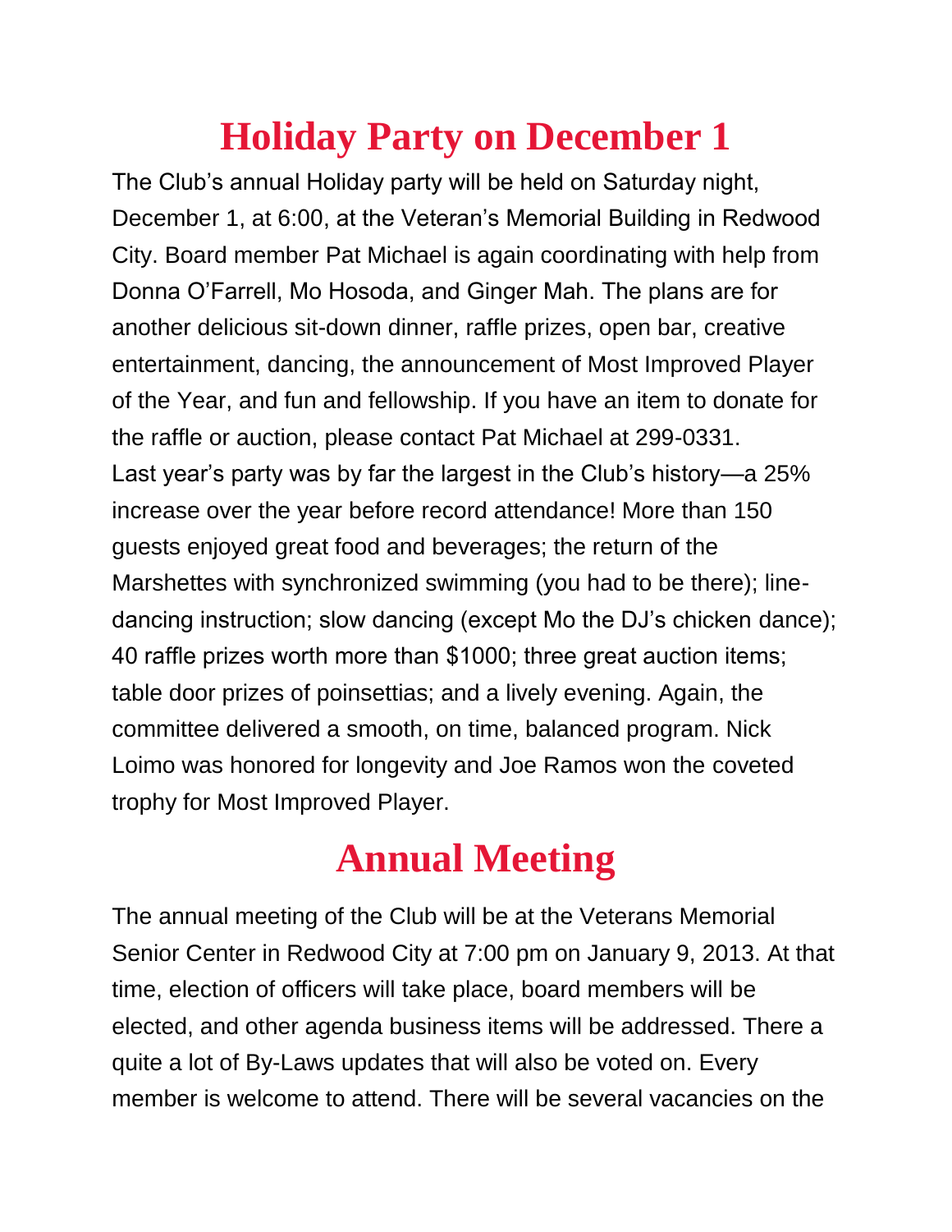# Holiday Party on December 1

The Club's annual Holiday party will be held on Saturday night, December 1, at 6:00, at the Veteran's Memorial Building in Redwood City. Board member Pat Michael is again coordinating with help from Donna O'Farrell, Mo Hosoda, and Ginger Mah. The plans are for another delicious sit-down dinner, raffle prizes, open bar, creative entertainment, dancing, the announcement of Most Improved Player of the Year, and fun and fellowship. If you have an item to donate for the raffle or auction, please contact Pat Michael at 299-0331.

Last year's party was by far the largest in the Club's history—a 25% increase over the year before record attendance! More than 150 guests enjoyed great food and beverages; the return of the Marshettes with synchronized swimming (you had to be there); line-dancing instruction; slow dancing (except Mo the DJ's chicken dance); 40 raffle prizes worth more than $1000; three great auction items; table door prizes of poinsettias; and a lively evening. Again, the committee delivered a smooth, on time, balanced program. Nick Loimo was honored for longevity and Joe Ramos won the coveted trophy for Most Improved Player.

# Annual Meeting

The annual meeting of the Club will be at the Veterans Memorial Senior Center in Redwood City at 7:00 pm on January 9, 2013. At that time, election of officers will take place, board members will be elected, and other agenda business items will be addressed. There a quite a lot of By-Laws updates that will also be voted on. Every member is welcome to attend. There will be several vacancies on the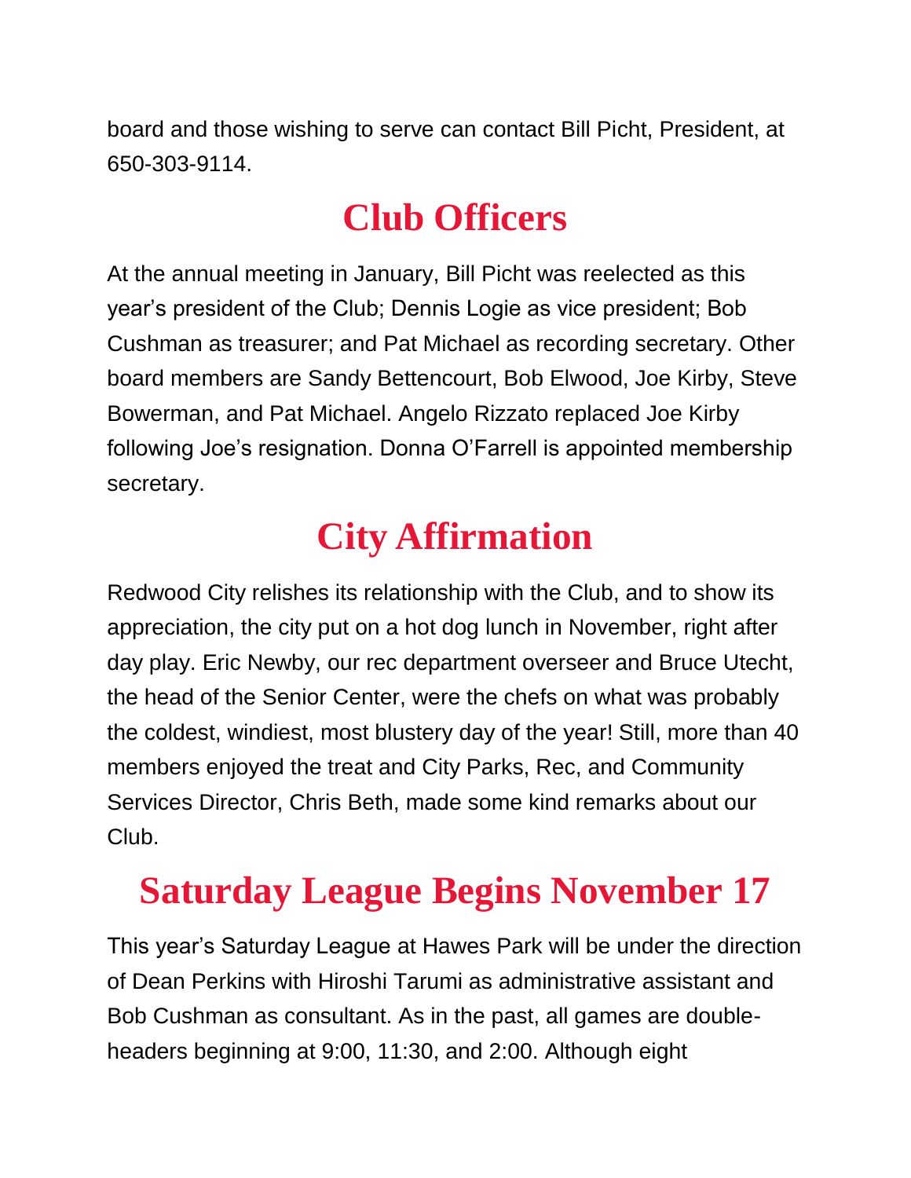board and those wishing to serve can contact Bill Picht, President, at 650-303-9114.

# Club Officers

At the annual meeting in January, Bill Picht was reelected as this year's president of the Club; Dennis Logie as vice president; Bob Cushman as treasurer; and Pat Michael as recording secretary. Other board members are Sandy Bettencourt, Bob Elwood, Joe Kirby, Steve Bowerman, and Pat Michael. Angelo Rizzato replaced Joe Kirby following Joe's resignation. Donna O'Farrell is appointed membership secretary.

# City Affirmation

Redwood City relishes its relationship with the Club, and to show its appreciation, the city put on a hot dog lunch in November, right after day play. Eric Newby, our rec department overseer and Bruce Utecht, the head of the Senior Center, were the chefs on what was probably the coldest, windiest, most blustery day of the year! Still, more than 40 members enjoyed the treat and City Parks, Rec, and Community Services Director, Chris Beth, made some kind remarks about our Club.

# Saturday League Begins November 17

This year's Saturday League at Hawes Park will be under the direction of Dean Perkins with Hiroshi Tarumi as administrative assistant and Bob Cushman as consultant. As in the past, all games are double-headers beginning at 9:00, 11:30, and 2:00. Although eight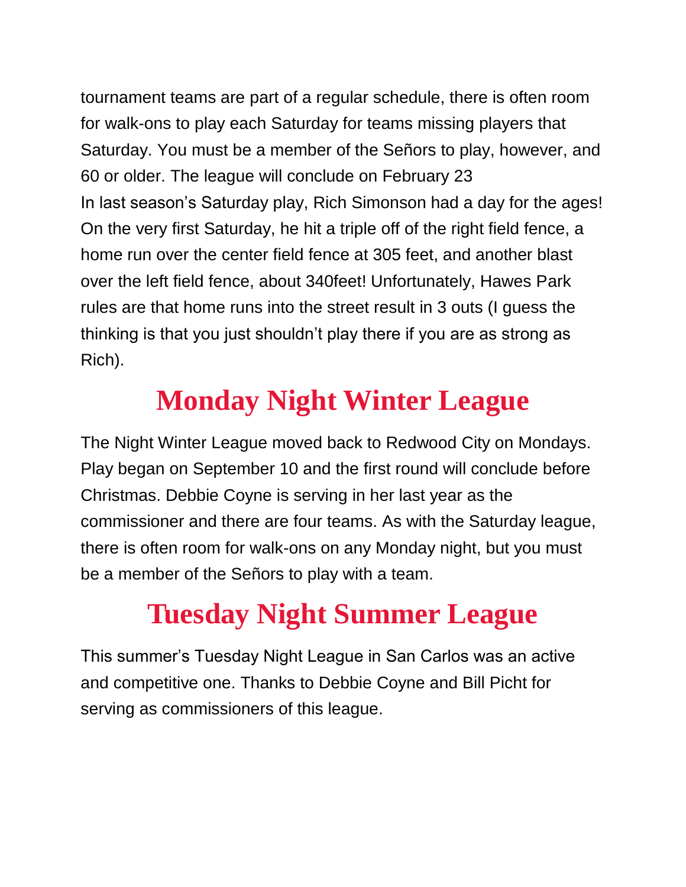tournament teams are part of a regular schedule, there is often room for walk-ons to play each Saturday for teams missing players that Saturday. You must be a member of the Señors to play, however, and 60 or older. The league will conclude on February 23

In last season's Saturday play, Rich Simonson had a day for the ages! On the very first Saturday, he hit a triple off of the right field fence, a home run over the center field fence at 305 feet, and another blast over the left field fence, about 340feet! Unfortunately, Hawes Park rules are that home runs into the street result in 3 outs (I guess the thinking is that you just shouldn't play there if you are as strong as Rich).

## Monday Night Winter League

The Night Winter League moved back to Redwood City on Mondays. Play began on September 10 and the first round will conclude before Christmas. Debbie Coyne is serving in her last year as the commissioner and there are four teams. As with the Saturday league, there is often room for walk-ons on any Monday night, but you must be a member of the Señors to play with a team.

## Tuesday Night Summer League

This summer's Tuesday Night League in San Carlos was an active and competitive one. Thanks to Debbie Coyne and Bill Picht for serving as commissioners of this league.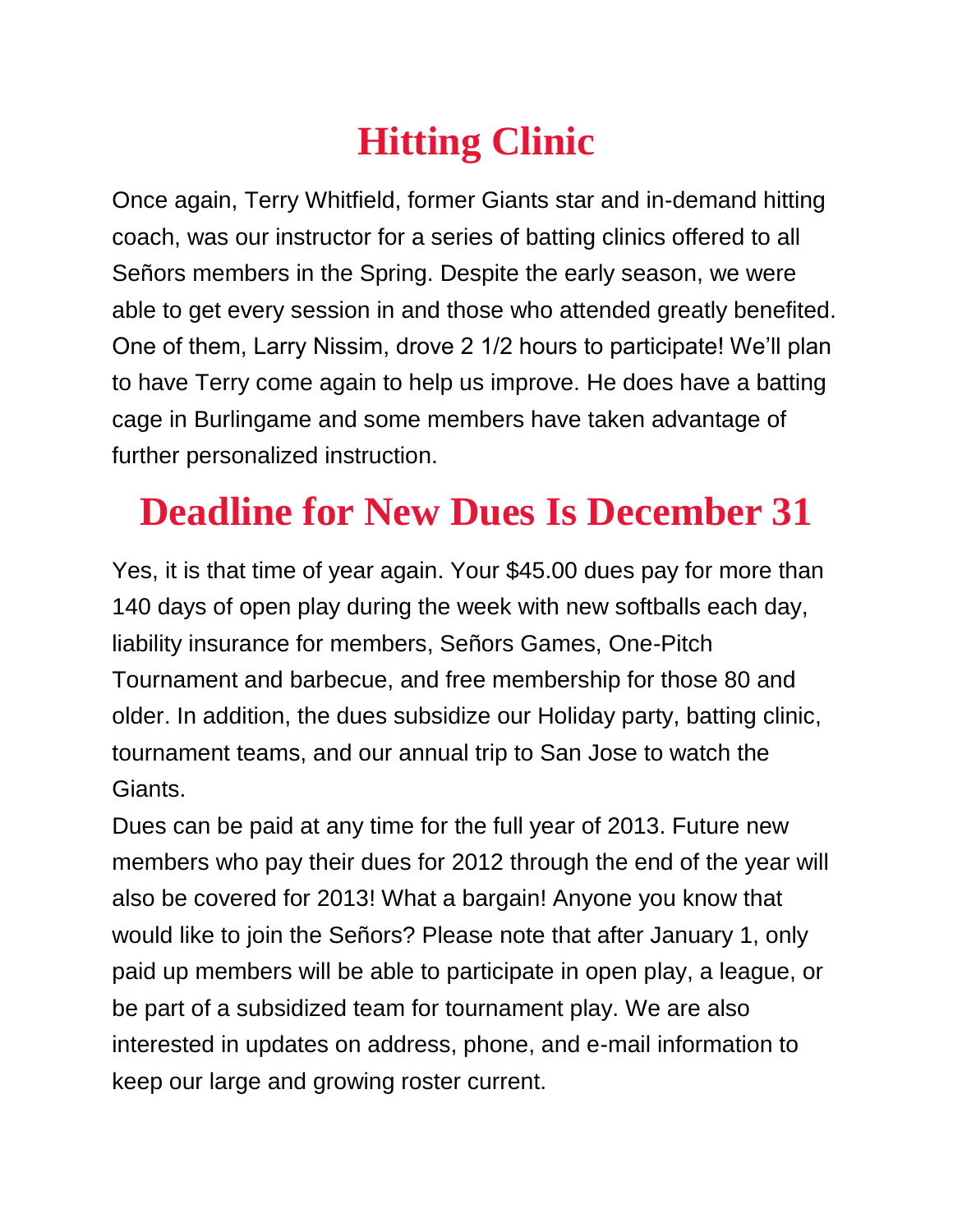# Hitting Clinic

Once again, Terry Whitfield, former Giants star and in-demand hitting coach, was our instructor for a series of batting clinics offered to all Señors members in the Spring. Despite the early season, we were able to get every session in and those who attended greatly benefited. One of them, Larry Nissim, drove 2 1/2 hours to participate! We'll plan to have Terry come again to help us improve. He does have a batting cage in Burlingame and some members have taken advantage of further personalized instruction.

# Deadline for New Dues Is December 31

Yes, it is that time of year again. Your $45.00 dues pay for more than 140 days of open play during the week with new softballs each day, liability insurance for members, Señors Games, One-Pitch Tournament and barbecue, and free membership for those 80 and older. In addition, the dues subsidize our Holiday party, batting clinic, tournament teams, and our annual trip to San Jose to watch the Giants.

Dues can be paid at any time for the full year of 2013. Future new members who pay their dues for 2012 through the end of the year will also be covered for 2013! What a bargain! Anyone you know that would like to join the Señors? Please note that after January 1, only paid up members will be able to participate in open play, a league, or be part of a subsidized team for tournament play. We are also interested in updates on address, phone, and e-mail information to keep our large and growing roster current.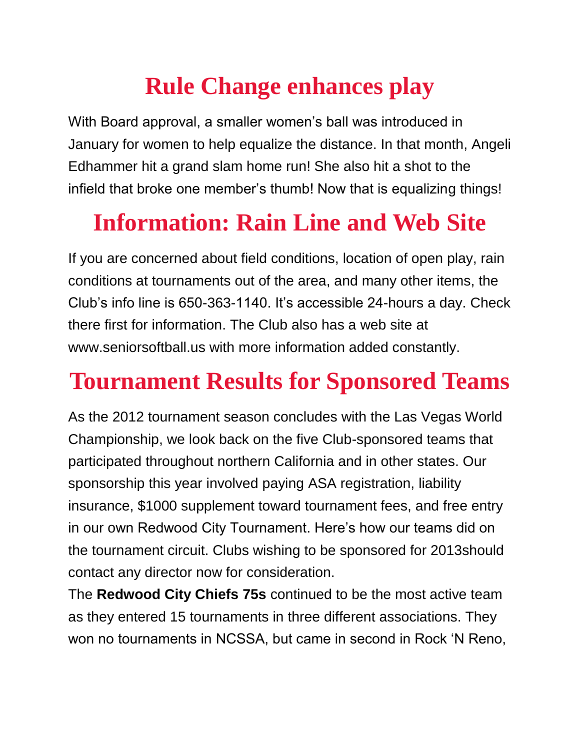# Rule Change enhances play

With Board approval, a smaller women's ball was introduced in January for women to help equalize the distance. In that month, Angeli Edhammer hit a grand slam home run! She also hit a shot to the infield that broke one member's thumb! Now that is equalizing things!

# Information: Rain Line and Web Site

If you are concerned about field conditions, location of open play, rain conditions at tournaments out of the area, and many other items, the Club's info line is 650-363-1140. It's accessible 24-hours a day. Check there first for information. The Club also has a web site at www.seniorsoftball.us with more information added constantly.

# Tournament Results for Sponsored Teams

As the 2012 tournament season concludes with the Las Vegas World Championship, we look back on the five Club-sponsored teams that participated throughout northern California and in other states. Our sponsorship this year involved paying ASA registration, liability insurance, $1000 supplement toward tournament fees, and free entry in our own Redwood City Tournament. Here's how our teams did on the tournament circuit. Clubs wishing to be sponsored for 2013should contact any director now for consideration.

The **Redwood City Chiefs 75s** continued to be the most active team as they entered 15 tournaments in three different associations. They won no tournaments in NCSSA, but came in second in Rock 'N Reno,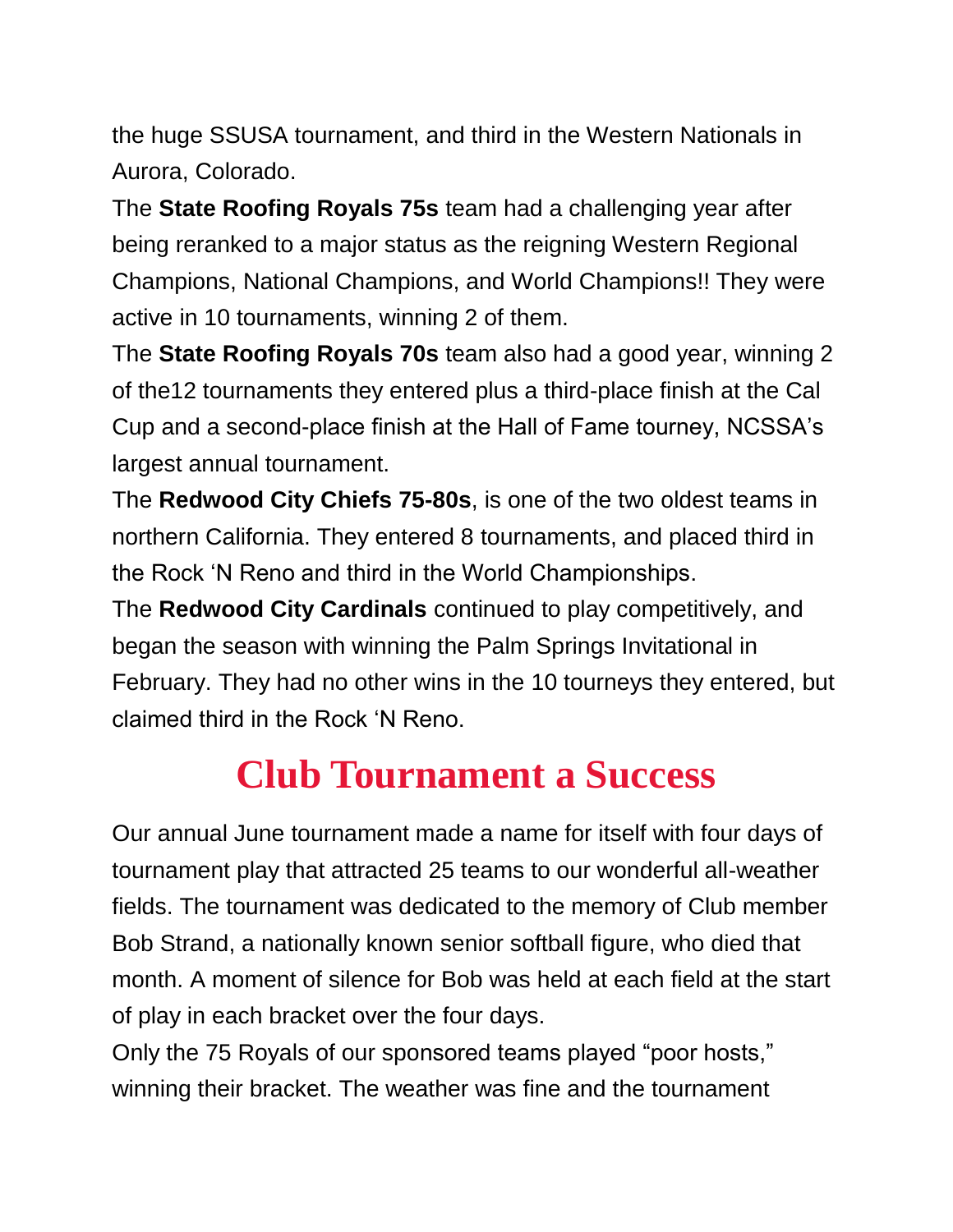the huge SSUSA tournament, and third in the Western Nationals in Aurora, Colorado.

The **State Roofing Royals 75s** team had a challenging year after being reranked to a major status as the reigning Western Regional Champions, National Champions, and World Champions!! They were active in 10 tournaments, winning 2 of them.

The **State Roofing Royals 70s** team also had a good year, winning 2 of the12 tournaments they entered plus a third-place finish at the Cal Cup and a second-place finish at the Hall of Fame tourney, NCSSA's largest annual tournament.

The **Redwood City Chiefs 75-80s**, is one of the two oldest teams in northern California. They entered 8 tournaments, and placed third in the Rock 'N Reno and third in the World Championships.

The **Redwood City Cardinals** continued to play competitively, and began the season with winning the Palm Springs Invitational in February. They had no other wins in the 10 tourneys they entered, but claimed third in the Rock 'N Reno.

## Club Tournament a Success

Our annual June tournament made a name for itself with four days of tournament play that attracted 25 teams to our wonderful all-weather fields. The tournament was dedicated to the memory of Club member Bob Strand, a nationally known senior softball figure, who died that month. A moment of silence for Bob was held at each field at the start of play in each bracket over the four days.

Only the 75 Royals of our sponsored teams played "poor hosts," winning their bracket. The weather was fine and the tournament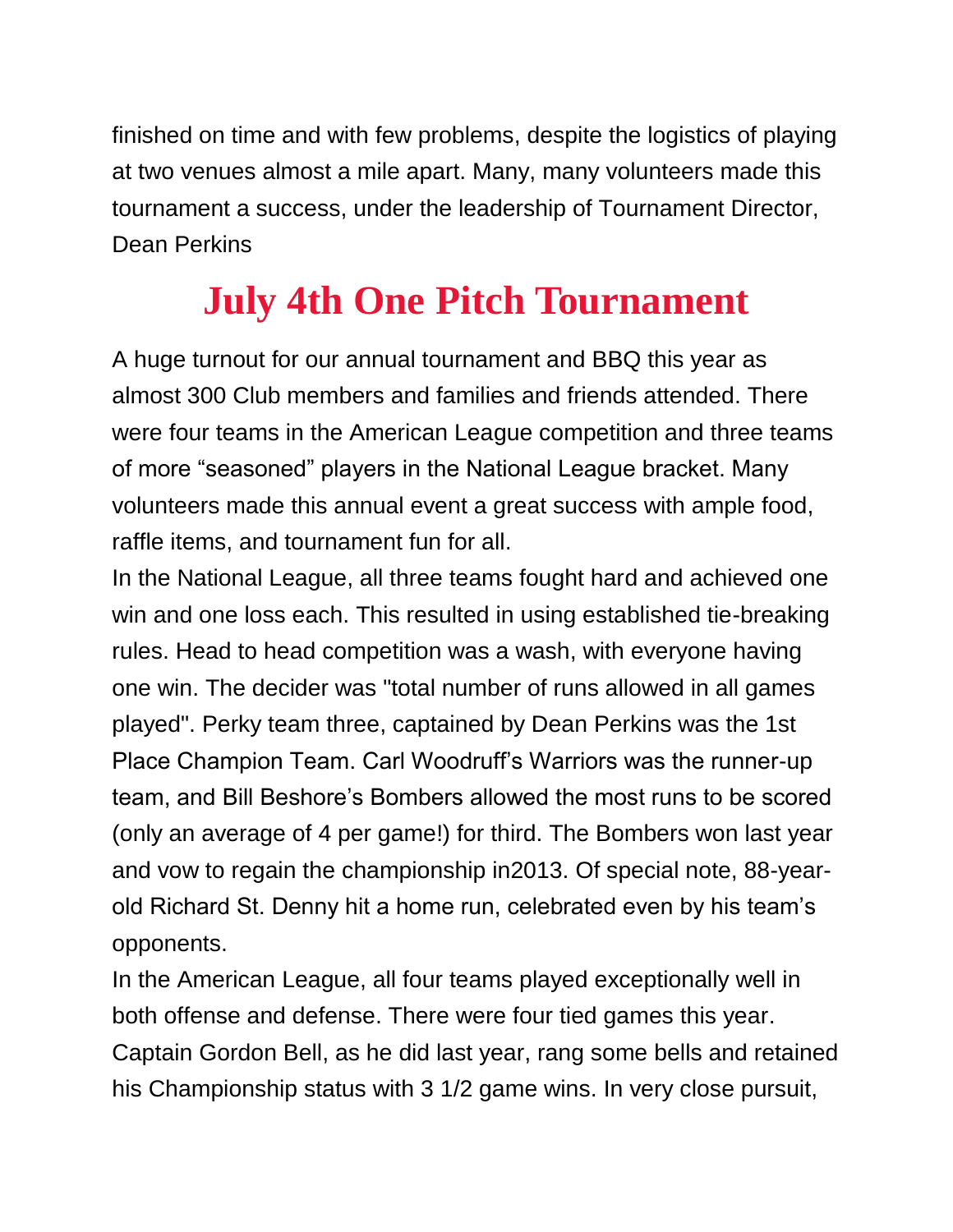finished on time and with few problems, despite the logistics of playing at two venues almost a mile apart. Many, many volunteers made this tournament a success, under the leadership of Tournament Director, Dean Perkins

# July 4th One Pitch Tournament

A huge turnout for our annual tournament and BBQ this year as almost 300 Club members and families and friends attended. There were four teams in the American League competition and three teams of more "seasoned" players in the National League bracket. Many volunteers made this annual event a great success with ample food, raffle items, and tournament fun for all.

In the National League, all three teams fought hard and achieved one win and one loss each. This resulted in using established tie-breaking rules. Head to head competition was a wash, with everyone having one win. The decider was "total number of runs allowed in all games played". Perky team three, captained by Dean Perkins was the 1st Place Champion Team. Carl Woodruff's Warriors was the runner-up team, and Bill Beshore's Bombers allowed the most runs to be scored (only an average of 4 per game!) for third. The Bombers won last year and vow to regain the championship in2013. Of special note, 88-year-old Richard St. Denny hit a home run, celebrated even by his team's opponents.

In the American League, all four teams played exceptionally well in both offense and defense. There were four tied games this year. Captain Gordon Bell, as he did last year, rang some bells and retained his Championship status with 3 1/2 game wins. In very close pursuit,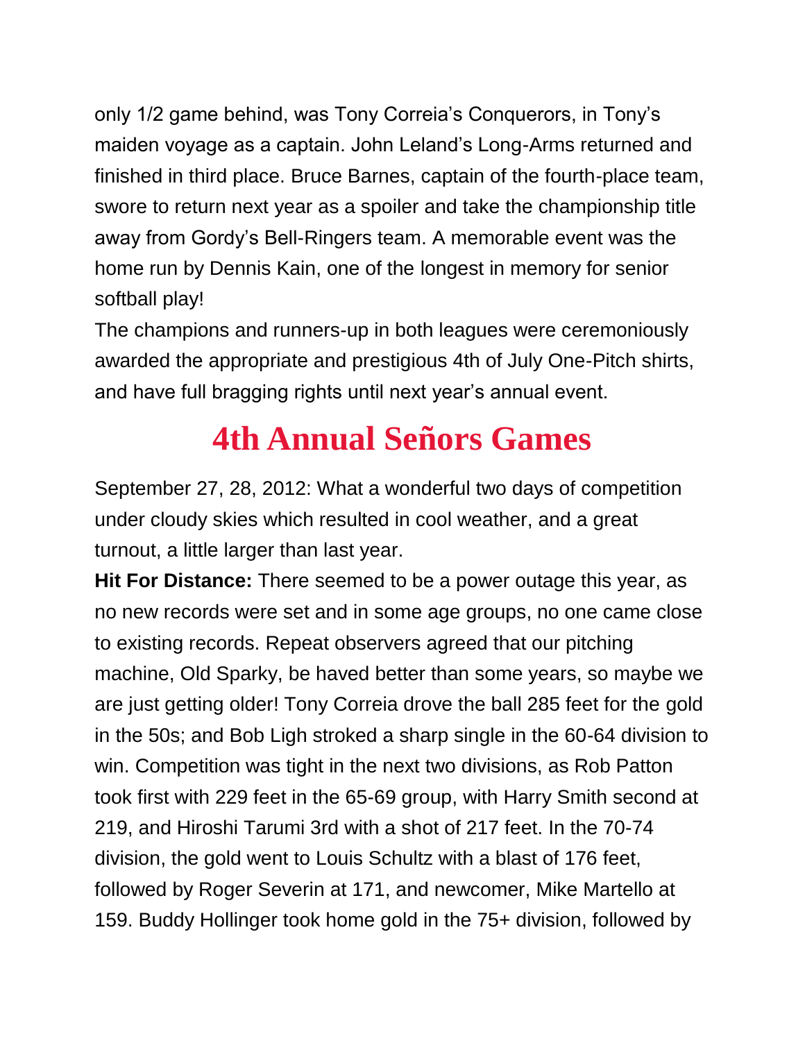only 1/2 game behind, was Tony Correia's Conquerors, in Tony's maiden voyage as a captain. John Leland's Long-Arms returned and finished in third place. Bruce Barnes, captain of the fourth-place team, swore to return next year as a spoiler and take the championship title away from Gordy's Bell-Ringers team. A memorable event was the home run by Dennis Kain, one of the longest in memory for senior softball play!

The champions and runners-up in both leagues were ceremoniously awarded the appropriate and prestigious 4th of July One-Pitch shirts, and have full bragging rights until next year's annual event.

# 4th Annual Señors Games

September 27, 28, 2012: What a wonderful two days of competition under cloudy skies which resulted in cool weather, and a great turnout, a little larger than last year.

**Hit For Distance:** There seemed to be a power outage this year, as no new records were set and in some age groups, no one came close to existing records. Repeat observers agreed that our pitching machine, Old Sparky, be haved better than some years, so maybe we are just getting older! Tony Correia drove the ball 285 feet for the gold in the 50s; and Bob Ligh stroked a sharp single in the 60-64 division to win. Competition was tight in the next two divisions, as Rob Patton took first with 229 feet in the 65-69 group, with Harry Smith second at 219, and Hiroshi Tarumi 3rd with a shot of 217 feet. In the 70-74 division, the gold went to Louis Schultz with a blast of 176 feet, followed by Roger Severin at 171, and newcomer, Mike Martello at 159. Buddy Hollinger took home gold in the 75+ division, followed by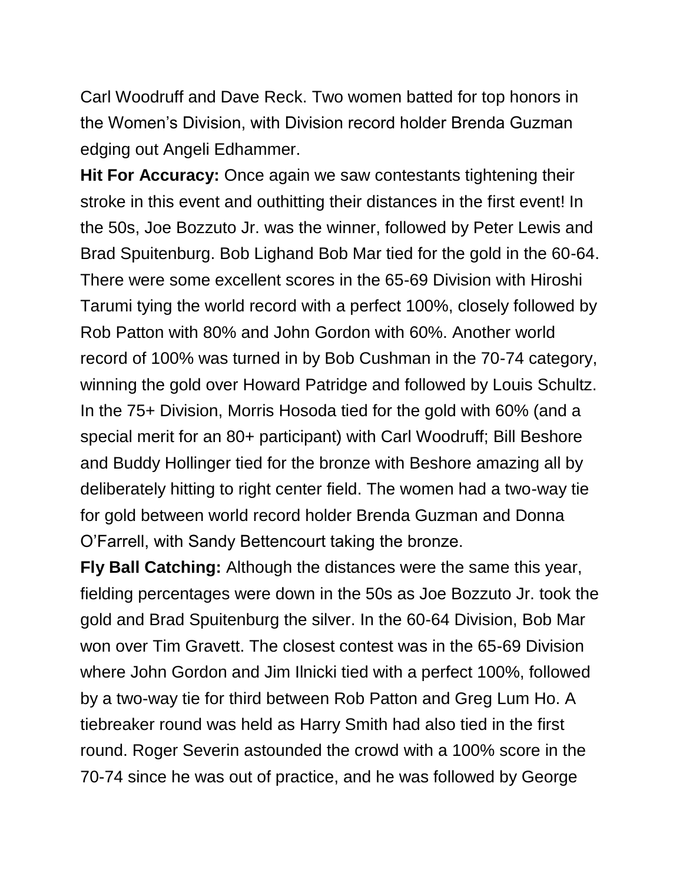Carl Woodruff and Dave Reck. Two women batted for top honors in the Women's Division, with Division record holder Brenda Guzman edging out Angeli Edhammer.

**Hit For Accuracy:** Once again we saw contestants tightening their stroke in this event and outhitting their distances in the first event! In the 50s, Joe Bozzuto Jr. was the winner, followed by Peter Lewis and Brad Spuitenburg. Bob Lighand Bob Mar tied for the gold in the 60-64. There were some excellent scores in the 65-69 Division with Hiroshi Tarumi tying the world record with a perfect 100%, closely followed by Rob Patton with 80% and John Gordon with 60%. Another world record of 100% was turned in by Bob Cushman in the 70-74 category, winning the gold over Howard Patridge and followed by Louis Schultz. In the 75+ Division, Morris Hosoda tied for the gold with 60% (and a special merit for an 80+ participant) with Carl Woodruff; Bill Beshore and Buddy Hollinger tied for the bronze with Beshore amazing all by deliberately hitting to right center field. The women had a two-way tie for gold between world record holder Brenda Guzman and Donna O'Farrell, with Sandy Bettencourt taking the bronze.

**Fly Ball Catching:** Although the distances were the same this year, fielding percentages were down in the 50s as Joe Bozzuto Jr. took the gold and Brad Spuitenburg the silver. In the 60-64 Division, Bob Mar won over Tim Gravett. The closest contest was in the 65-69 Division where John Gordon and Jim Ilnicki tied with a perfect 100%, followed by a two-way tie for third between Rob Patton and Greg Lum Ho. A tiebreaker round was held as Harry Smith had also tied in the first round. Roger Severin astounded the crowd with a 100% score in the 70-74 since he was out of practice, and he was followed by George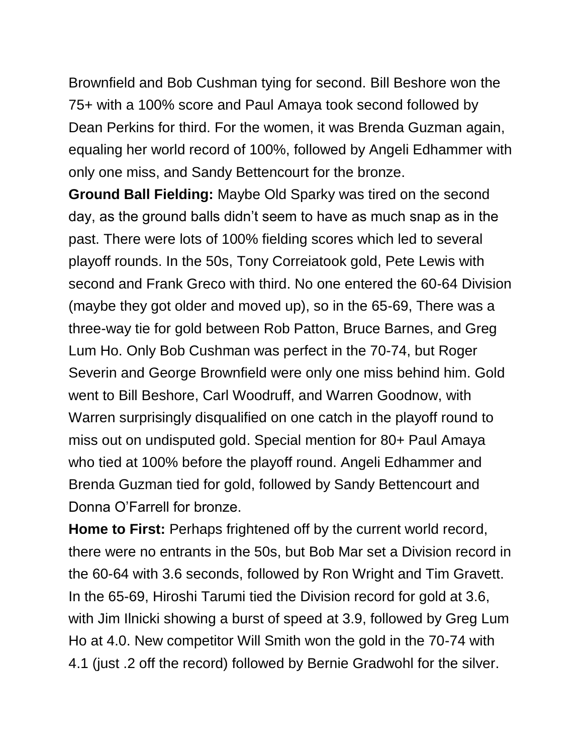Brownfield and Bob Cushman tying for second. Bill Beshore won the 75+ with a 100% score and Paul Amaya took second followed by Dean Perkins for third. For the women, it was Brenda Guzman again, equaling her world record of 100%, followed by Angeli Edhammer with only one miss, and Sandy Bettencourt for the bronze.

**Ground Ball Fielding:** Maybe Old Sparky was tired on the second day, as the ground balls didn't seem to have as much snap as in the past. There were lots of 100% fielding scores which led to several playoff rounds. In the 50s, Tony Correiatook gold, Pete Lewis with second and Frank Greco with third. No one entered the 60-64 Division (maybe they got older and moved up), so in the 65-69, There was a three-way tie for gold between Rob Patton, Bruce Barnes, and Greg Lum Ho. Only Bob Cushman was perfect in the 70-74, but Roger Severin and George Brownfield were only one miss behind him. Gold went to Bill Beshore, Carl Woodruff, and Warren Goodnow, with Warren surprisingly disqualified on one catch in the playoff round to miss out on undisputed gold. Special mention for 80+ Paul Amaya who tied at 100% before the playoff round. Angeli Edhammer and Brenda Guzman tied for gold, followed by Sandy Bettencourt and Donna O'Farrell for bronze.

**Home to First:** Perhaps frightened off by the current world record, there were no entrants in the 50s, but Bob Mar set a Division record in the 60-64 with 3.6 seconds, followed by Ron Wright and Tim Gravett. In the 65-69, Hiroshi Tarumi tied the Division record for gold at 3.6, with Jim Ilnicki showing a burst of speed at 3.9, followed by Greg Lum Ho at 4.0. New competitor Will Smith won the gold in the 70-74 with 4.1 (just .2 off the record) followed by Bernie Gradwohl for the silver.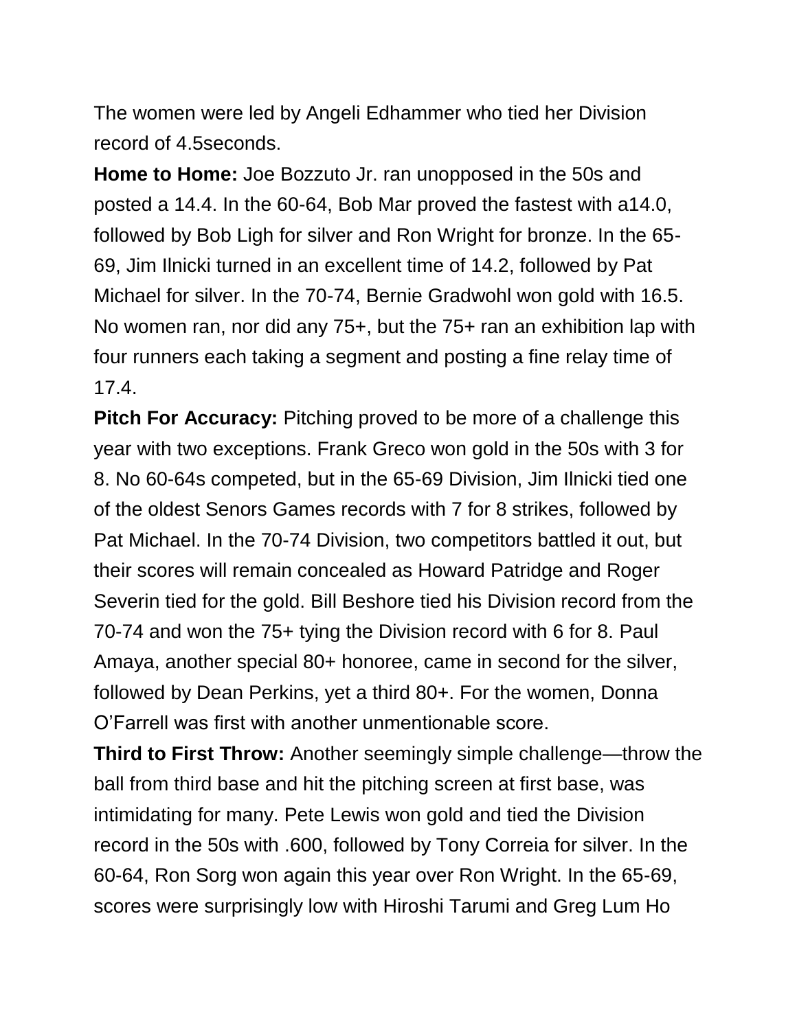The women were led by Angeli Edhammer who tied her Division record of 4.5seconds.

**Home to Home:** Joe Bozzuto Jr. ran unopposed in the 50s and posted a 14.4. In the 60-64, Bob Mar proved the fastest with a14.0, followed by Bob Ligh for silver and Ron Wright for bronze. In the 65-69, Jim Ilnicki turned in an excellent time of 14.2, followed by Pat Michael for silver. In the 70-74, Bernie Gradwohl won gold with 16.5. No women ran, nor did any 75+, but the 75+ ran an exhibition lap with four runners each taking a segment and posting a fine relay time of 17.4.

**Pitch For Accuracy:** Pitching proved to be more of a challenge this year with two exceptions. Frank Greco won gold in the 50s with 3 for 8. No 60-64s competed, but in the 65-69 Division, Jim Ilnicki tied one of the oldest Senors Games records with 7 for 8 strikes, followed by Pat Michael. In the 70-74 Division, two competitors battled it out, but their scores will remain concealed as Howard Patridge and Roger Severin tied for the gold. Bill Beshore tied his Division record from the 70-74 and won the 75+ tying the Division record with 6 for 8. Paul Amaya, another special 80+ honoree, came in second for the silver, followed by Dean Perkins, yet a third 80+. For the women, Donna O'Farrell was first with another unmentionable score.

**Third to First Throw:** Another seemingly simple challenge—throw the ball from third base and hit the pitching screen at first base, was intimidating for many. Pete Lewis won gold and tied the Division record in the 50s with .600, followed by Tony Correia for silver. In the 60-64, Ron Sorg won again this year over Ron Wright. In the 65-69, scores were surprisingly low with Hiroshi Tarumi and Greg Lum Ho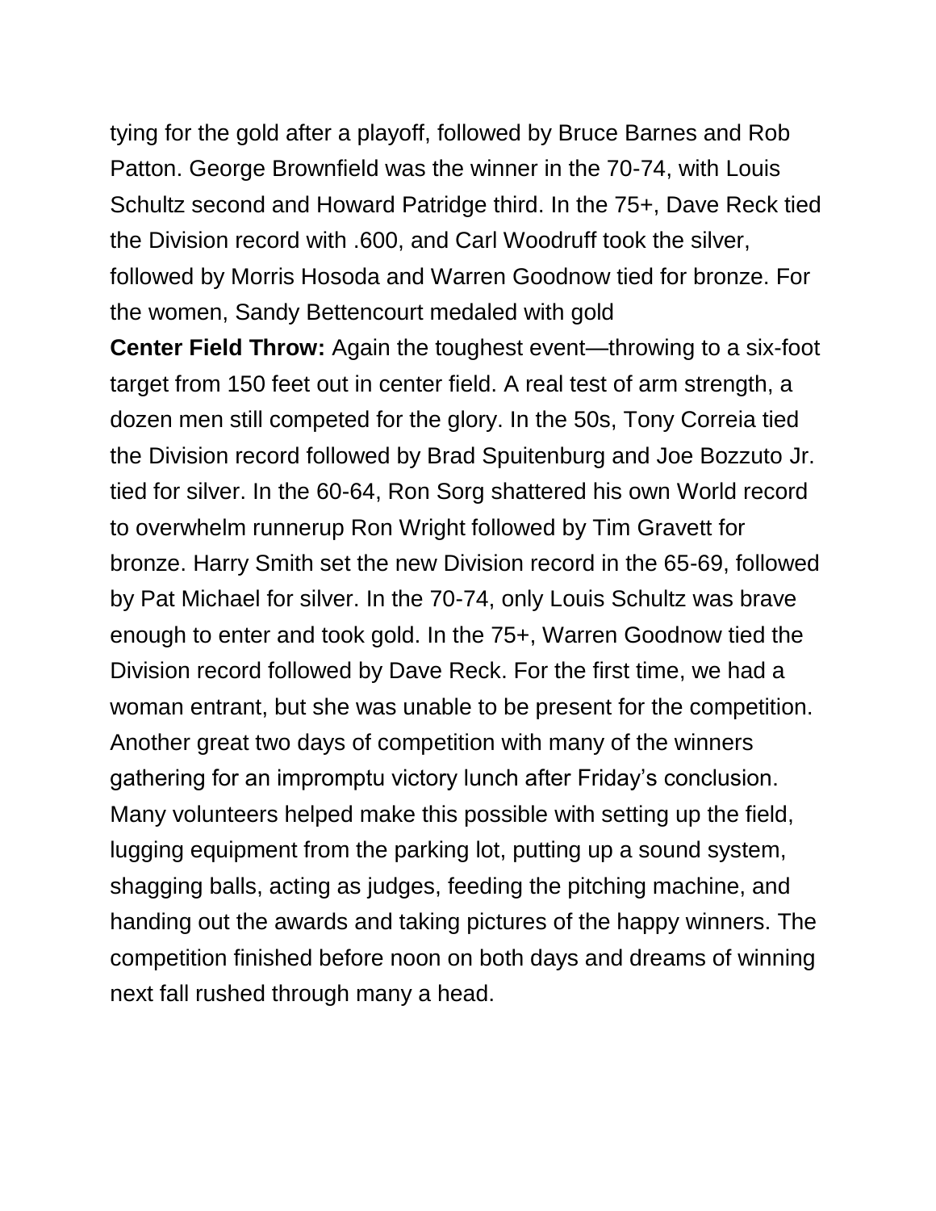tying for the gold after a playoff, followed by Bruce Barnes and Rob Patton. George Brownfield was the winner in the 70-74, with Louis Schultz second and Howard Patridge third. In the 75+, Dave Reck tied the Division record with .600, and Carl Woodruff took the silver, followed by Morris Hosoda and Warren Goodnow tied for bronze. For the women, Sandy Bettencourt medaled with gold

**Center Field Throw:** Again the toughest event—throwing to a six-foot target from 150 feet out in center field. A real test of arm strength, a dozen men still competed for the glory. In the 50s, Tony Correia tied the Division record followed by Brad Spuitenburg and Joe Bozzuto Jr. tied for silver. In the 60-64, Ron Sorg shattered his own World record to overwhelm runnerup Ron Wright followed by Tim Gravett for bronze. Harry Smith set the new Division record in the 65-69, followed by Pat Michael for silver. In the 70-74, only Louis Schultz was brave enough to enter and took gold. In the 75+, Warren Goodnow tied the Division record followed by Dave Reck. For the first time, we had a woman entrant, but she was unable to be present for the competition. Another great two days of competition with many of the winners gathering for an impromptu victory lunch after Friday's conclusion. Many volunteers helped make this possible with setting up the field, lugging equipment from the parking lot, putting up a sound system, shagging balls, acting as judges, feeding the pitching machine, and handing out the awards and taking pictures of the happy winners. The competition finished before noon on both days and dreams of winning next fall rushed through many a head.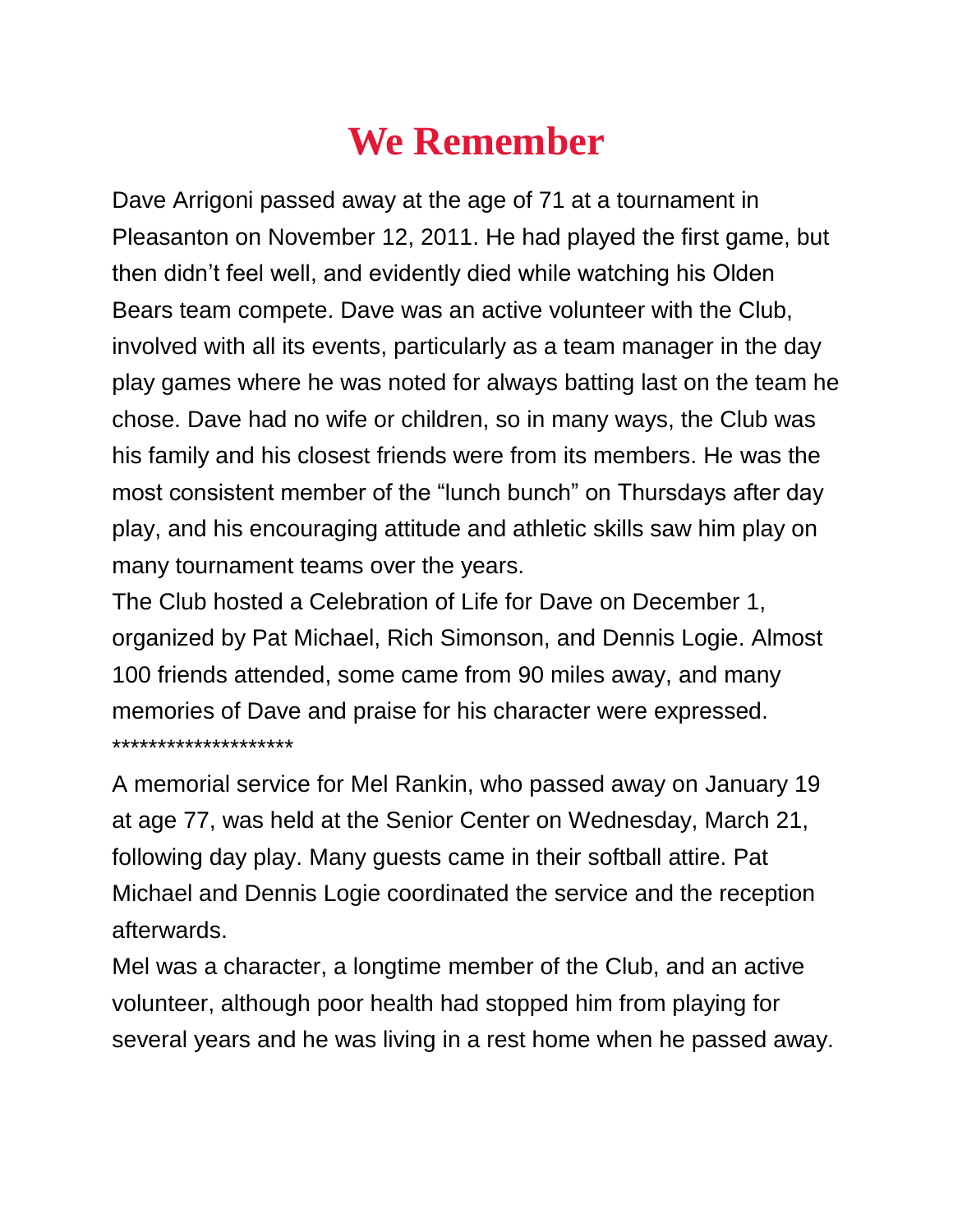# We Remember

Dave Arrigoni passed away at the age of 71 at a tournament in Pleasanton on November 12, 2011. He had played the first game, but then didn't feel well, and evidently died while watching his Olden Bears team compete. Dave was an active volunteer with the Club, involved with all its events, particularly as a team manager in the day play games where he was noted for always batting last on the team he chose. Dave had no wife or children, so in many ways, the Club was his family and his closest friends were from its members. He was the most consistent member of the "lunch bunch" on Thursdays after day play, and his encouraging attitude and athletic skills saw him play on many tournament teams over the years.

The Club hosted a Celebration of Life for Dave on December 1, organized by Pat Michael, Rich Simonson, and Dennis Logie. Almost 100 friends attended, some came from 90 miles away, and many memories of Dave and praise for his character were expressed.

********************

A memorial service for Mel Rankin, who passed away on January 19 at age 77, was held at the Senior Center on Wednesday, March 21, following day play. Many guests came in their softball attire. Pat Michael and Dennis Logie coordinated the service and the reception afterwards.

Mel was a character, a longtime member of the Club, and an active volunteer, although poor health had stopped him from playing for several years and he was living in a rest home when he passed away.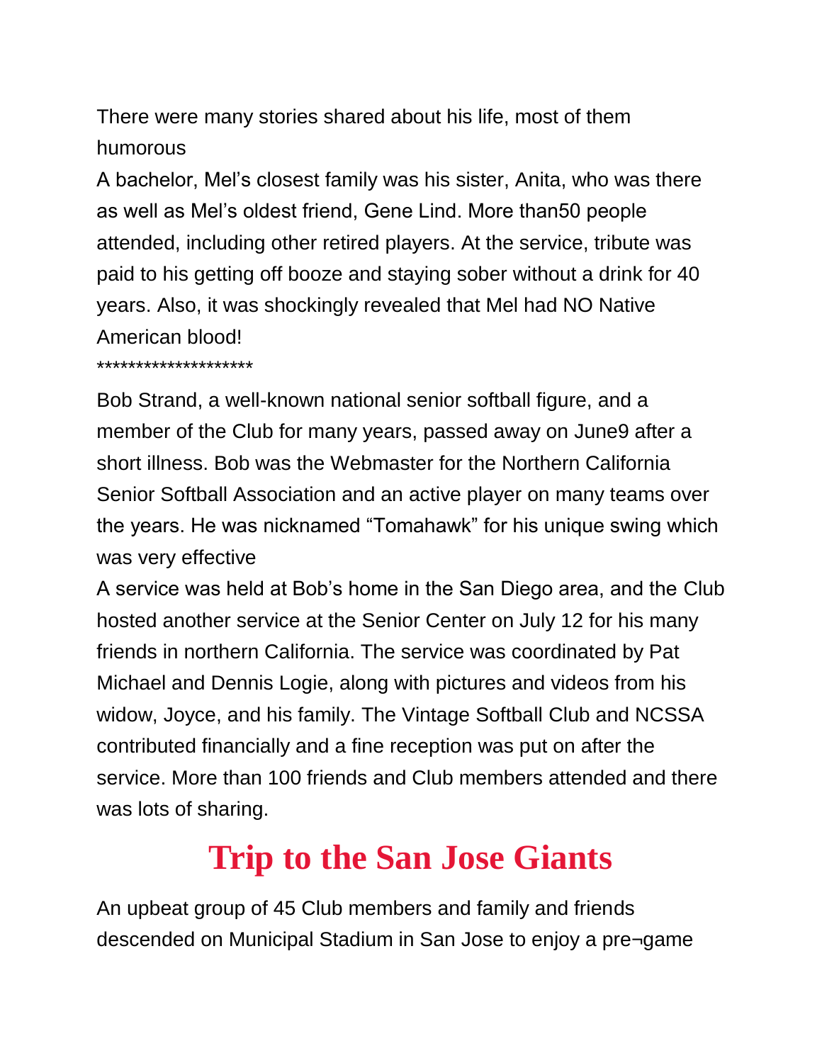There were many stories shared about his life, most of them humorous

A bachelor, Mel's closest family was his sister, Anita, who was there as well as Mel's oldest friend, Gene Lind. More than50 people attended, including other retired players. At the service, tribute was paid to his getting off booze and staying sober without a drink for 40 years. Also, it was shockingly revealed that Mel had NO Native American blood!

********************

Bob Strand, a well-known national senior softball figure, and a member of the Club for many years, passed away on June9 after a short illness. Bob was the Webmaster for the Northern California Senior Softball Association and an active player on many teams over the years. He was nicknamed "Tomahawk" for his unique swing which was very effective

A service was held at Bob's home in the San Diego area, and the Club hosted another service at the Senior Center on July 12 for his many friends in northern California. The service was coordinated by Pat Michael and Dennis Logie, along with pictures and videos from his widow, Joyce, and his family. The Vintage Softball Club and NCSSA contributed financially and a fine reception was put on after the service. More than 100 friends and Club members attended and there was lots of sharing.

## Trip to the San Jose Giants

An upbeat group of 45 Club members and family and friends descended on Municipal Stadium in San Jose to enjoy a pre¬game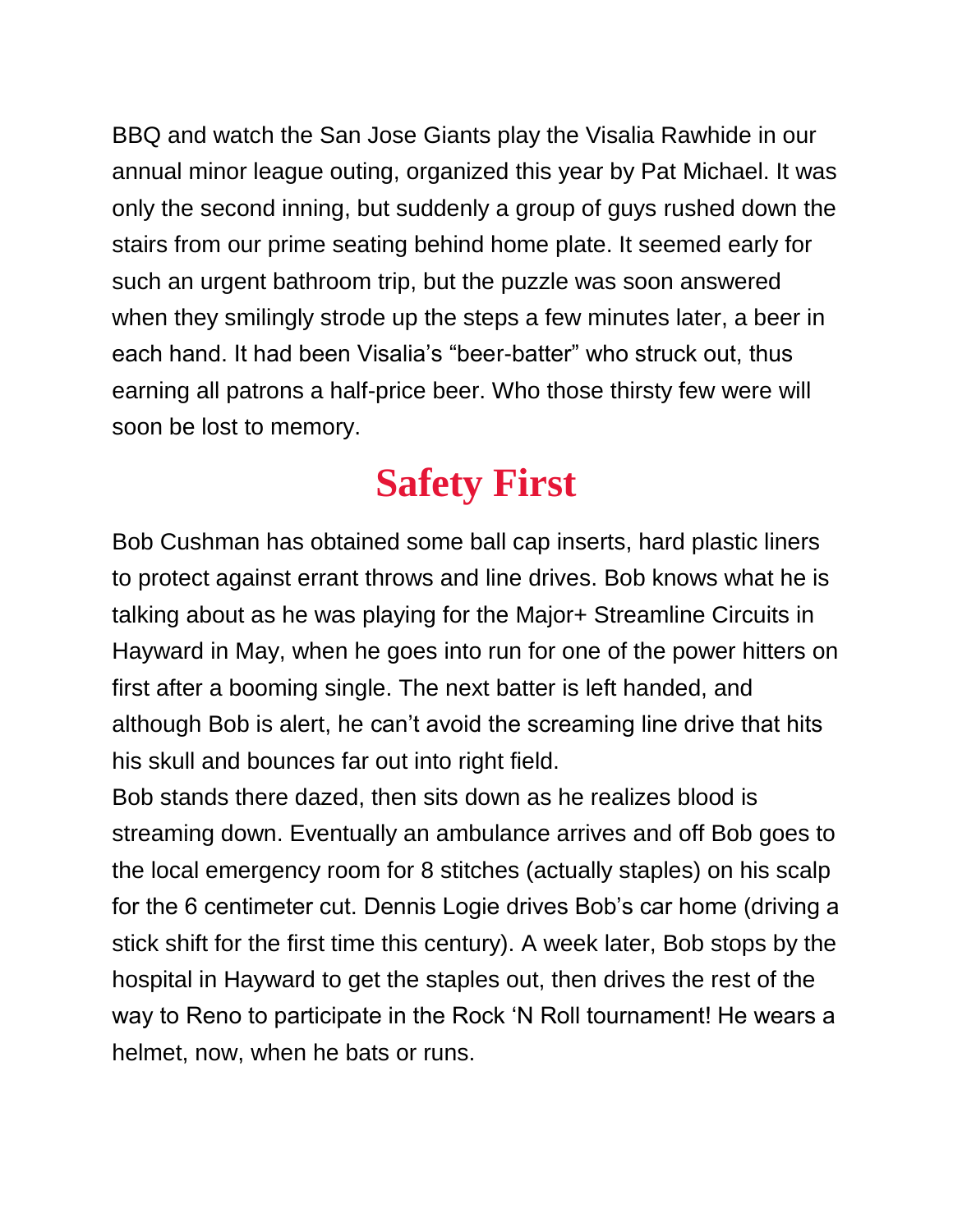BBQ and watch the San Jose Giants play the Visalia Rawhide in our annual minor league outing, organized this year by Pat Michael. It was only the second inning, but suddenly a group of guys rushed down the stairs from our prime seating behind home plate. It seemed early for such an urgent bathroom trip, but the puzzle was soon answered when they smilingly strode up the steps a few minutes later, a beer in each hand. It had been Visalia's "beer-batter" who struck out, thus earning all patrons a half-price beer. Who those thirsty few were will soon be lost to memory.

## Safety First

Bob Cushman has obtained some ball cap inserts, hard plastic liners to protect against errant throws and line drives. Bob knows what he is talking about as he was playing for the Major+ Streamline Circuits in Hayward in May, when he goes into run for one of the power hitters on first after a booming single. The next batter is left handed, and although Bob is alert, he can't avoid the screaming line drive that hits his skull and bounces far out into right field.

Bob stands there dazed, then sits down as he realizes blood is streaming down. Eventually an ambulance arrives and off Bob goes to the local emergency room for 8 stitches (actually staples) on his scalp for the 6 centimeter cut. Dennis Logie drives Bob's car home (driving a stick shift for the first time this century). A week later, Bob stops by the hospital in Hayward to get the staples out, then drives the rest of the way to Reno to participate in the Rock 'N Roll tournament! He wears a helmet, now, when he bats or runs.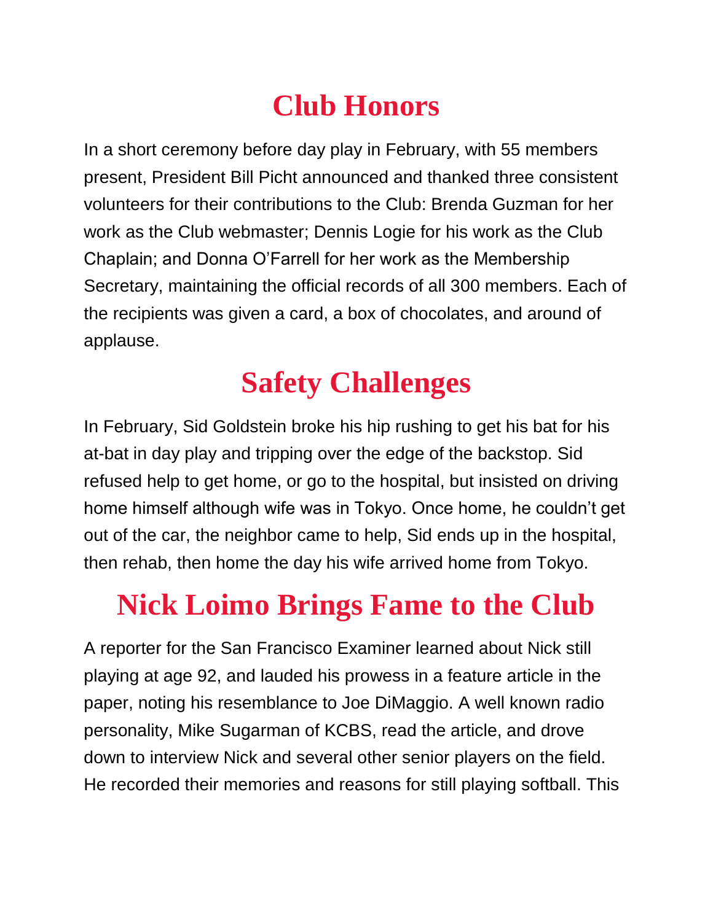# Club Honors

In a short ceremony before day play in February, with 55 members present, President Bill Picht announced and thanked three consistent volunteers for their contributions to the Club: Brenda Guzman for her work as the Club webmaster; Dennis Logie for his work as the Club Chaplain; and Donna O'Farrell for her work as the Membership Secretary, maintaining the official records of all 300 members. Each of the recipients was given a card, a box of chocolates, and around of applause.

# Safety Challenges

In February, Sid Goldstein broke his hip rushing to get his bat for his at-bat in day play and tripping over the edge of the backstop. Sid refused help to get home, or go to the hospital, but insisted on driving home himself although wife was in Tokyo. Once home, he couldn't get out of the car, the neighbor came to help, Sid ends up in the hospital, then rehab, then home the day his wife arrived home from Tokyo.

# Nick Loimo Brings Fame to the Club

A reporter for the San Francisco Examiner learned about Nick still playing at age 92, and lauded his prowess in a feature article in the paper, noting his resemblance to Joe DiMaggio. A well known radio personality, Mike Sugarman of KCBS, read the article, and drove down to interview Nick and several other senior players on the field. He recorded their memories and reasons for still playing softball. This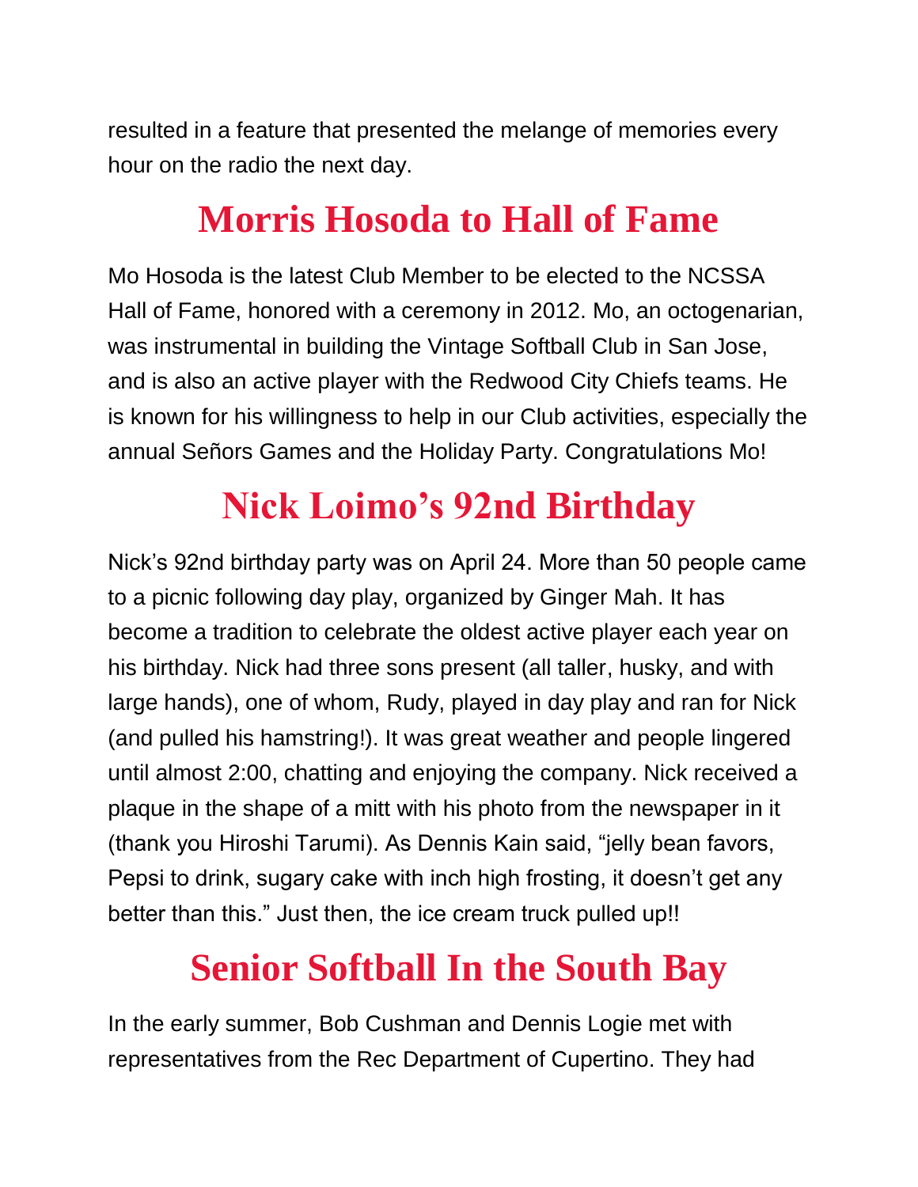resulted in a feature that presented the melange of memories every hour on the radio the next day.

## Morris Hosoda to Hall of Fame

Mo Hosoda is the latest Club Member to be elected to the NCSSA Hall of Fame, honored with a ceremony in 2012. Mo, an octogenarian, was instrumental in building the Vintage Softball Club in San Jose, and is also an active player with the Redwood City Chiefs teams. He is known for his willingness to help in our Club activities, especially the annual Señors Games and the Holiday Party. Congratulations Mo!

## Nick Loimo's 92nd Birthday

Nick's 92nd birthday party was on April 24. More than 50 people came to a picnic following day play, organized by Ginger Mah. It has become a tradition to celebrate the oldest active player each year on his birthday. Nick had three sons present (all taller, husky, and with large hands), one of whom, Rudy, played in day play and ran for Nick (and pulled his hamstring!). It was great weather and people lingered until almost 2:00, chatting and enjoying the company. Nick received a plaque in the shape of a mitt with his photo from the newspaper in it (thank you Hiroshi Tarumi). As Dennis Kain said, "jelly bean favors, Pepsi to drink, sugary cake with inch high frosting, it doesn't get any better than this." Just then, the ice cream truck pulled up!!

## Senior Softball In the South Bay

In the early summer, Bob Cushman and Dennis Logie met with representatives from the Rec Department of Cupertino. They had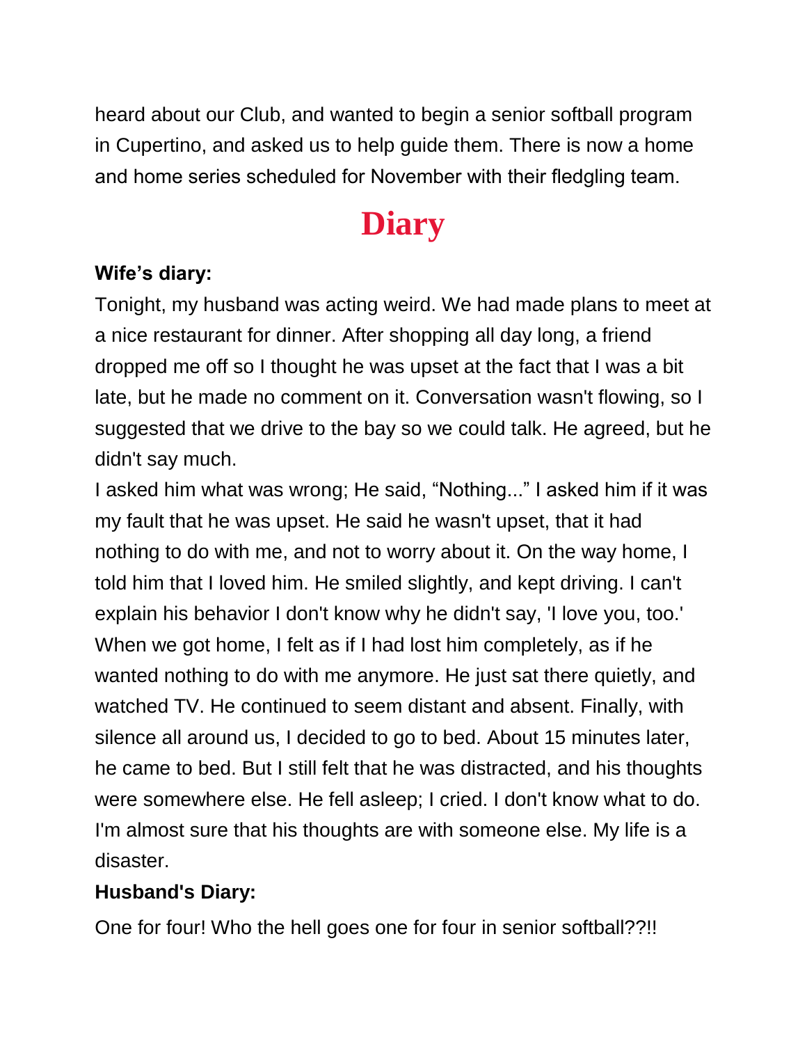heard about our Club, and wanted to begin a senior softball program in Cupertino, and asked us to help guide them. There is now a home and home series scheduled for November with their fledgling team.

# Diary

**Wife's diary:**

Tonight, my husband was acting weird. We had made plans to meet at a nice restaurant for dinner. After shopping all day long, a friend dropped me off so I thought he was upset at the fact that I was a bit late, but he made no comment on it. Conversation wasn't flowing, so I suggested that we drive to the bay so we could talk. He agreed, but he didn't say much.

I asked him what was wrong; He said, "Nothing..." I asked him if it was my fault that he was upset. He said he wasn't upset, that it had nothing to do with me, and not to worry about it. On the way home, I told him that I loved him. He smiled slightly, and kept driving. I can't explain his behavior I don't know why he didn't say, 'I love you, too.' When we got home, I felt as if I had lost him completely, as if he wanted nothing to do with me anymore. He just sat there quietly, and watched TV. He continued to seem distant and absent. Finally, with silence all around us, I decided to go to bed. About 15 minutes later, he came to bed. But I still felt that he was distracted, and his thoughts were somewhere else. He fell asleep; I cried. I don't know what to do. I'm almost sure that his thoughts are with someone else. My life is a disaster.

**Husband's Diary:**

One for four! Who the hell goes one for four in senior softball??!!